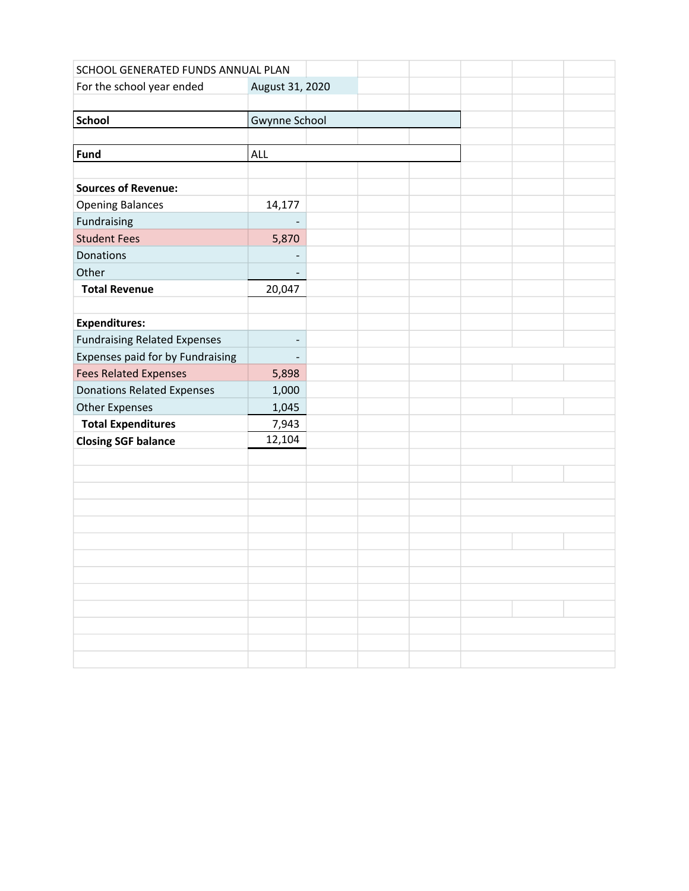SCHOOL GENERATED FUNDS ANNUAL PLAN

For the school year ended: August 31, 2020

| | |
|---|---|
| **School** | Gwynne School |
| **Fund** | ALL |

| | |
|---|---:|
| **Sources of Revenue:** | |
| Opening Balances | 14,177 |
| Fundraising | - |
| Student Fees | 5,870 |
| Donations | - |
| Other | - |
| **Total Revenue** | 20,047 |
| | |
| **Expenditures:** | |
| Fundraising Related Expenses | - |
| Expenses paid for by Fundraising | - |
| Fees Related Expenses | 5,898 |
| Donations Related Expenses | 1,000 |
| Other Expenses | 1,045 |
| **Total Expenditures** | 7,943 |
| **Closing SGF balance** | 12,104 |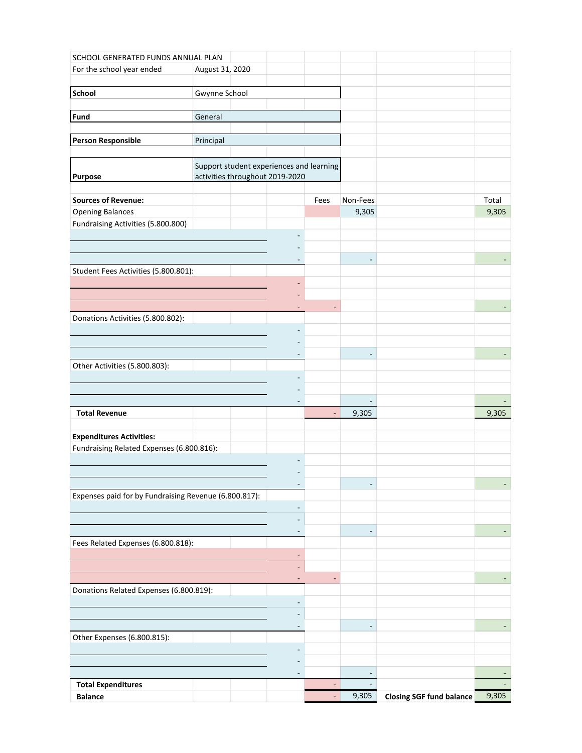SCHOOL GENERATED FUNDS ANNUAL PLAN

For the school year ended August 31, 2020

| | |
|---|---|
| **School** | Gwynne School |
| **Fund** | General |
| **Person Responsible** | Principal |
| **Purpose** | Support student experiences and learning activities throughout 2019-2020 |

| **Sources of Revenue:** | | Fees | Non-Fees | | Total |
|---|---|---|---|---|---|
| Opening Balances | | | 9,305 | | 9,305 |
| Fundraising Activities (5.800.800) | | | | | |
| | - | | | | |
| | - | | | | |
| | - | | - | | - |
| Student Fees Activities (5.800.801): | | | | | |
| | - | | | | |
| | - | | | | |
| | - | - | | | - |
| Donations Activities (5.800.802): | | | | | |
| | - | | | | |
| | - | | | | |
| | - | | - | | - |
| Other Activities (5.800.803): | | | | | |
| | - | | | | |
| | - | | | | |
| | - | | - | | - |
| **Total Revenue** | | - | 9,305 | | 9,305 |
| | | | | | |
| **Expenditures Activities:** | | | | | |
| Fundraising Related Expenses (6.800.816): | | | | | |
| | - | | | | |
| | - | | | | |
| | - | | - | | - |
| Expenses paid for by Fundraising Revenue (6.800.817): | | | | | |
| | - | | | | |
| | - | | | | |
| | - | | - | | - |
| Fees Related Expenses (6.800.818): | | | | | |
| | - | | | | |
| | - | | | | |
| | - | - | | | - |
| Donations Related Expenses (6.800.819): | | | | | |
| | - | | | | |
| | - | | | | |
| | - | | - | | - |
| Other Expenses (6.800.815): | | | | | |
| | - | | | | |
| | - | | | | |
| | - | | - | | - |
| **Total Expenditures** | | - | - | | - |
| **Balance** | | - | 9,305 | **Closing SGF fund balance** | 9,305 |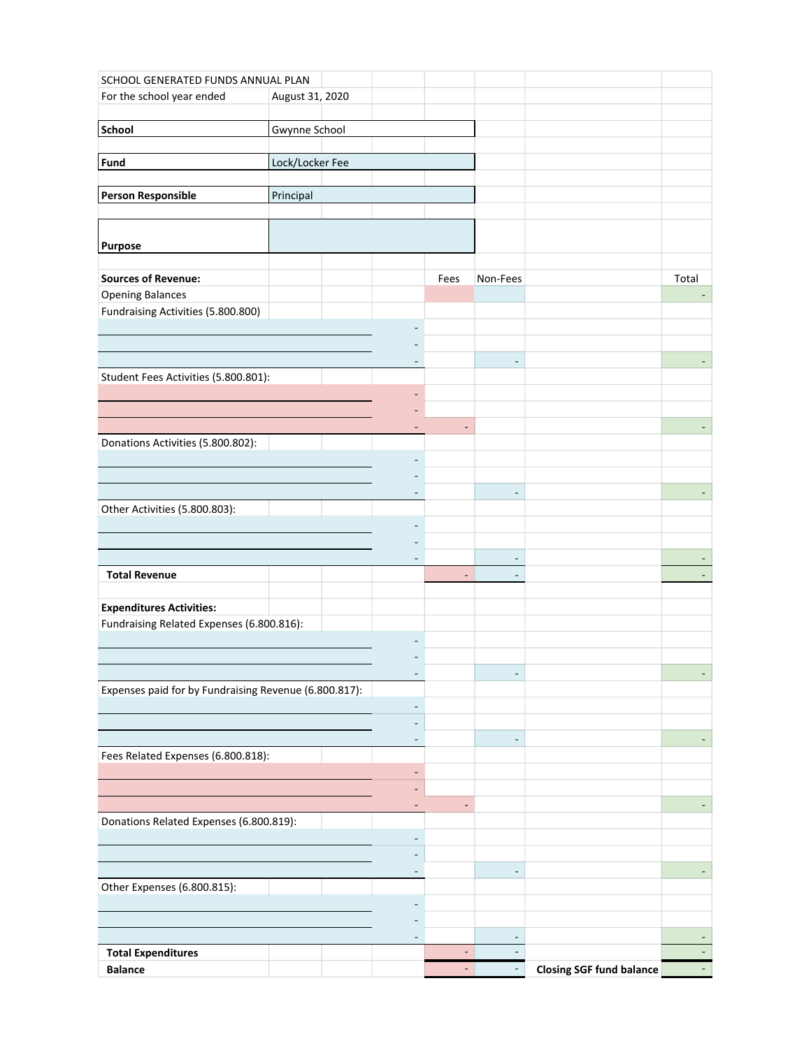SCHOOL GENERATED FUNDS ANNUAL PLAN

For the school year ended August 31, 2020

| | |
|---|---|
| **School** | Gwynne School |
| **Fund** | Lock/Locker Fee |
| **Person Responsible** | Principal |
| **Purpose** | |

| **Sources of Revenue:** | | Fees | Non-Fees | | Total |
|---|---|---|---|---|---|
| Opening Balances | | | | | - |
| Fundraising Activities (5.800.800) | | | | | |
| | - | | | | |
| | - | | | | |
| | - | | - | | - |
| Student Fees Activities (5.800.801): | | | | | |
| | - | | | | |
| | - | | | | |
| | - | - | | | - |
| Donations Activities (5.800.802): | | | | | |
| | - | | | | |
| | - | | | | |
| | - | | - | | - |
| Other Activities (5.800.803): | | | | | |
| | - | | | | |
| | - | | | | |
| | - | | - | | - |
| **Total Revenue** | | - | - | | - |
| | | | | | |
| **Expenditures Activities:** | | | | | |
| Fundraising Related Expenses (6.800.816): | | | | | |
| | - | | | | |
| | - | | | | |
| | - | | - | | - |
| Expenses paid for by Fundraising Revenue (6.800.817): | | | | | |
| | - | | | | |
| | - | | | | |
| | - | | - | | - |
| Fees Related Expenses (6.800.818): | | | | | |
| | - | | | | |
| | - | | | | |
| | - | - | | | - |
| Donations Related Expenses (6.800.819): | | | | | |
| | - | | | | |
| | - | | | | |
| | - | | - | | - |
| Other Expenses (6.800.815): | | | | | |
| | - | | | | |
| | - | | | | |
| | - | | - | | - |
| **Total Expenditures** | | - | - | | - |
| **Balance** | | - | - | **Closing SGF fund balance** | - |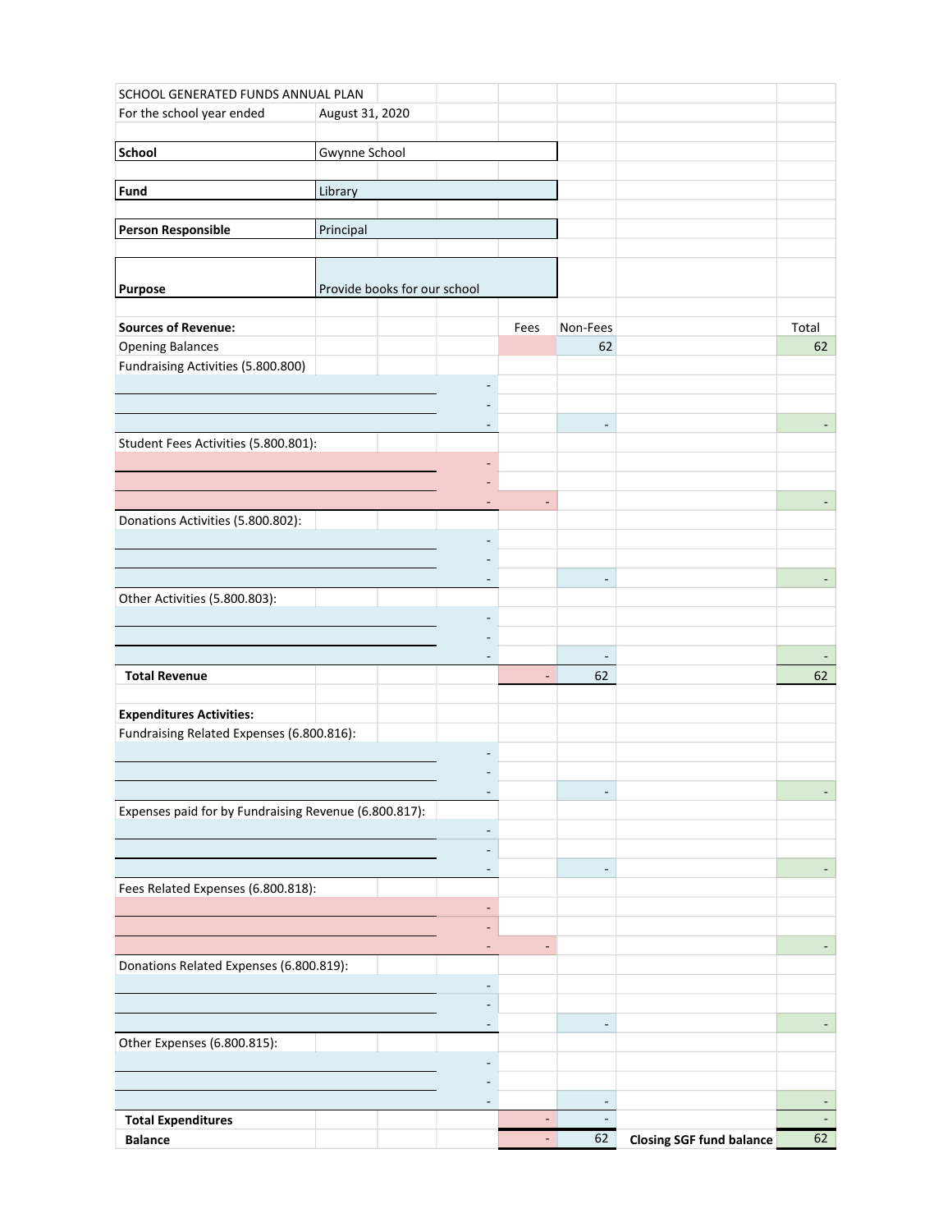SCHOOL GENERATED FUNDS ANNUAL PLAN

For the school year ended August 31, 2020

| | |
|---|---|
| **School** | Gwynne School |
| **Fund** | Library |
| **Person Responsible** | Principal |
| **Purpose** | Provide books for our school |

| **Sources of Revenue:** | | Fees | Non-Fees | | Total |
|---|---|---|---|---|---|
| Opening Balances | | | 62 | | 62 |
| Fundraising Activities (5.800.800) | | | | | |
| | - | | | | |
| | - | | | | |
| | - | | - | | - |
| Student Fees Activities (5.800.801): | | | | | |
| | - | | | | |
| | - | | | | |
| | - | - | | | - |
| Donations Activities (5.800.802): | | | | | |
| | - | | | | |
| | - | | | | |
| | - | | - | | - |
| Other Activities (5.800.803): | | | | | |
| | - | | | | |
| | - | | | | |
| | - | | - | | - |
| **Total Revenue** | | - | 62 | | 62 |
| | | | | | |
| **Expenditures Activities:** | | | | | |
| Fundraising Related Expenses (6.800.816): | | | | | |
| | - | | | | |
| | - | | | | |
| | - | | - | | - |
| Expenses paid for by Fundraising Revenue (6.800.817): | | | | | |
| | - | | | | |
| | - | | | | |
| | - | | - | | - |
| Fees Related Expenses (6.800.818): | | | | | |
| | - | | | | |
| | - | | | | |
| | - | - | | | - |
| Donations Related Expenses (6.800.819): | | | | | |
| | - | | | | |
| | - | | | | |
| | - | | - | | - |
| Other Expenses (6.800.815): | | | | | |
| | - | | | | |
| | - | | | | |
| | - | | - | | - |
| **Total Expenditures** | | - | - | | - |
| **Balance** | | - | 62 | **Closing SGF fund balance** | 62 |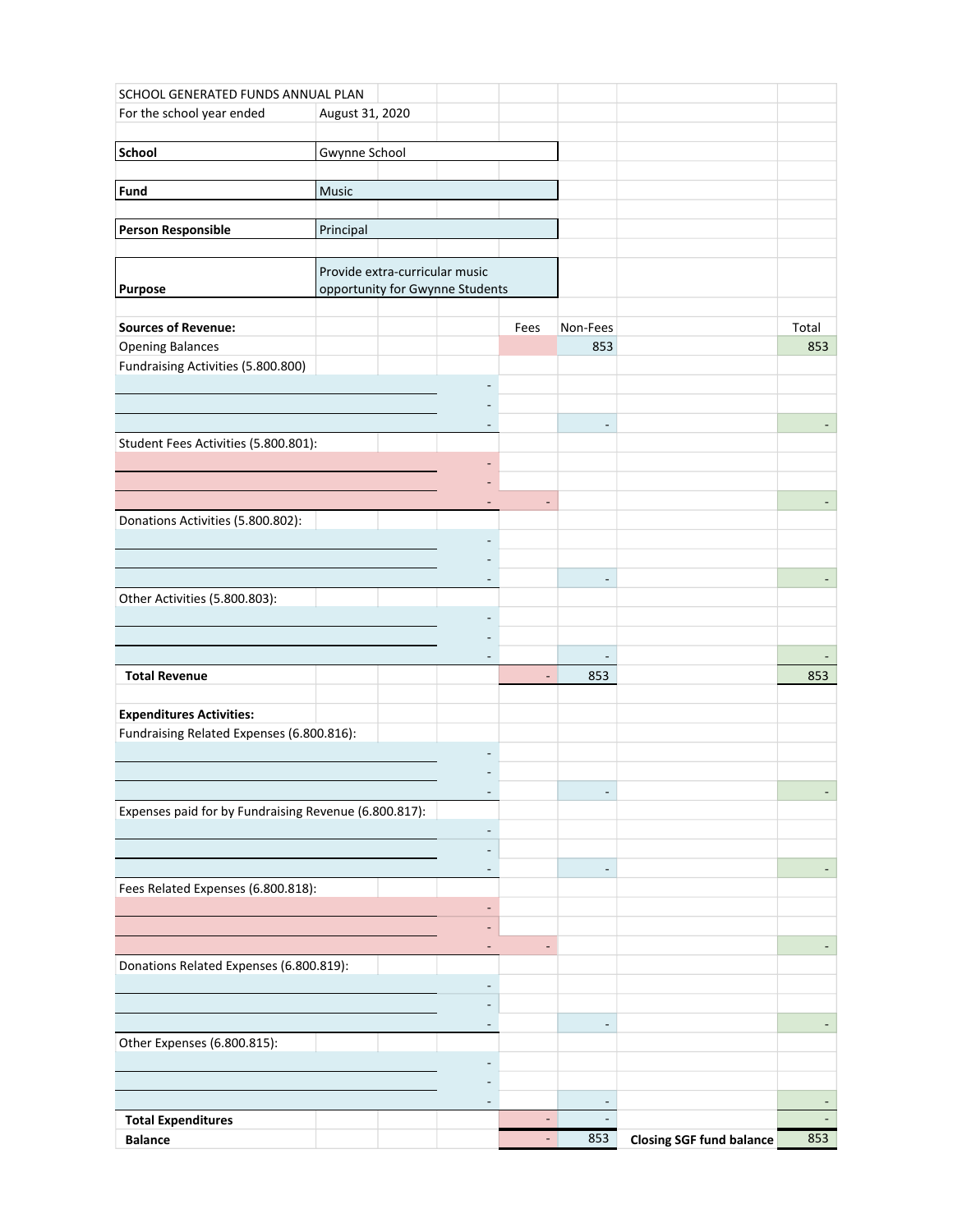SCHOOL GENERATED FUNDS ANNUAL PLAN

For the school year ended August 31, 2020

| | |
|---|---|
| **School** | Gwynne School |
| **Fund** | Music |
| **Person Responsible** | Principal |
| **Purpose** | Provide extra-curricular music opportunity for Gwynne Students |

| **Sources of Revenue:** | | Fees | Non-Fees | | Total |
|---|---|---|---|---|---|
| Opening Balances | | | 853 | | 853 |
| Fundraising Activities (5.800.800) | | | | | |
| | - | | | | |
| | - | | | | |
| | - | | - | | - |
| Student Fees Activities (5.800.801): | | | | | |
| | - | | | | |
| | - | | | | |
| | - | - | | | - |
| Donations Activities (5.800.802): | | | | | |
| | - | | | | |
| | - | | | | |
| | - | | - | | - |
| Other Activities (5.800.803): | | | | | |
| | - | | | | |
| | - | | | | |
| | - | | - | | - |
| **Total Revenue** | | - | 853 | | 853 |
| | | | | | |
| **Expenditures Activities:** | | | | | |
| Fundraising Related Expenses (6.800.816): | | | | | |
| | - | | | | |
| | - | | | | |
| | - | | - | | - |
| Expenses paid for by Fundraising Revenue (6.800.817): | | | | | |
| | - | | | | |
| | - | | | | |
| | - | | - | | - |
| Fees Related Expenses (6.800.818): | | | | | |
| | - | | | | |
| | - | | | | |
| | - | - | | | - |
| Donations Related Expenses (6.800.819): | | | | | |
| | - | | | | |
| | - | | | | |
| | - | | - | | - |
| Other Expenses (6.800.815): | | | | | |
| | - | | | | |
| | - | | | | |
| | - | | - | | - |
| **Total Expenditures** | | - | - | | - |
| **Balance** | | - | 853 | **Closing SGF fund balance** | 853 |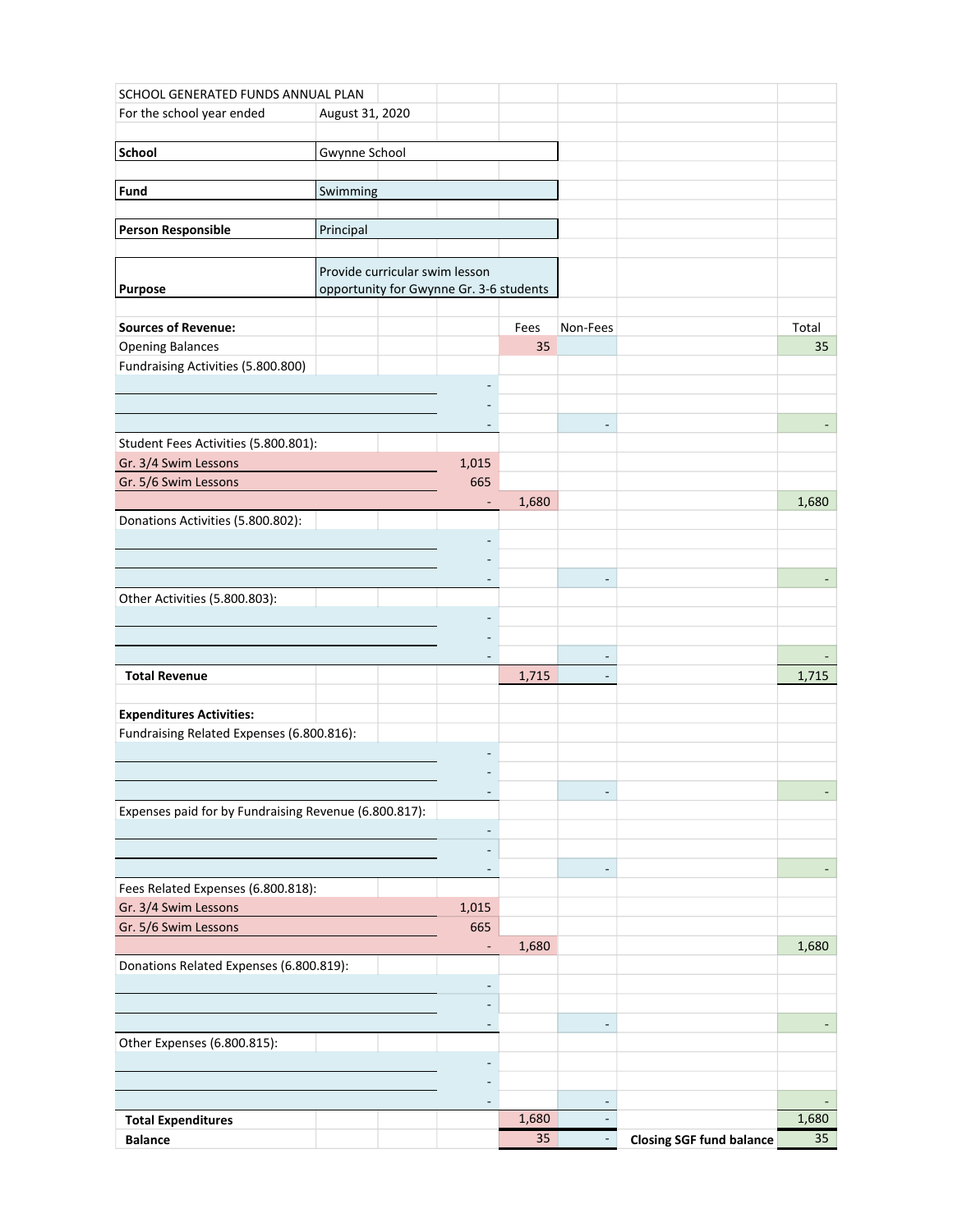SCHOOL GENERATED FUNDS ANNUAL PLAN

For the school year ended August 31, 2020

| | |
|---|---|
| **School** | Gwynne School |
| **Fund** | Swimming |
| **Person Responsible** | Principal |
| **Purpose** | Provide curricular swim lesson opportunity for Gwynne Gr. 3-6 students |

| **Sources of Revenue:** | | Fees | Non-Fees | Total |
|---|---|---|---|---|
| Opening Balances | | 35 | | 35 |
| Fundraising Activities (5.800.800) | | | | |
| | - | | | |
| | - | | | |
| | - | | - | - |
| Student Fees Activities (5.800.801): | | | | |
| Gr. 3/4 Swim Lessons | 1,015 | | | |
| Gr. 5/6 Swim Lessons | 665 | | | |
| | - | 1,680 | | 1,680 |
| Donations Activities (5.800.802): | | | | |
| | - | | | |
| | - | | | |
| | - | | - | - |
| Other Activities (5.800.803): | | | | |
| | - | | | |
| | - | | | |
| | - | | - | - |
| **Total Revenue** | | 1,715 | - | 1,715 |
| | | | | |
| **Expenditures Activities:** | | | | |
| Fundraising Related Expenses (6.800.816): | | | | |
| | - | | | |
| | - | | | |
| | - | | - | - |
| Expenses paid for by Fundraising Revenue (6.800.817): | | | | |
| | - | | | |
| | - | | | |
| | - | | - | - |
| Fees Related Expenses (6.800.818): | | | | |
| Gr. 3/4 Swim Lessons | 1,015 | | | |
| Gr. 5/6 Swim Lessons | 665 | | | |
| | - | 1,680 | | 1,680 |
| Donations Related Expenses (6.800.819): | | | | |
| | - | | | |
| | - | | | |
| | - | | - | - |
| Other Expenses (6.800.815): | | | | |
| | - | | | |
| | - | | | |
| | - | | - | - |
| **Total Expenditures** | | 1,680 | - | 1,680 |
| **Balance** | | 35 | - | **Closing SGF fund balance** 35 |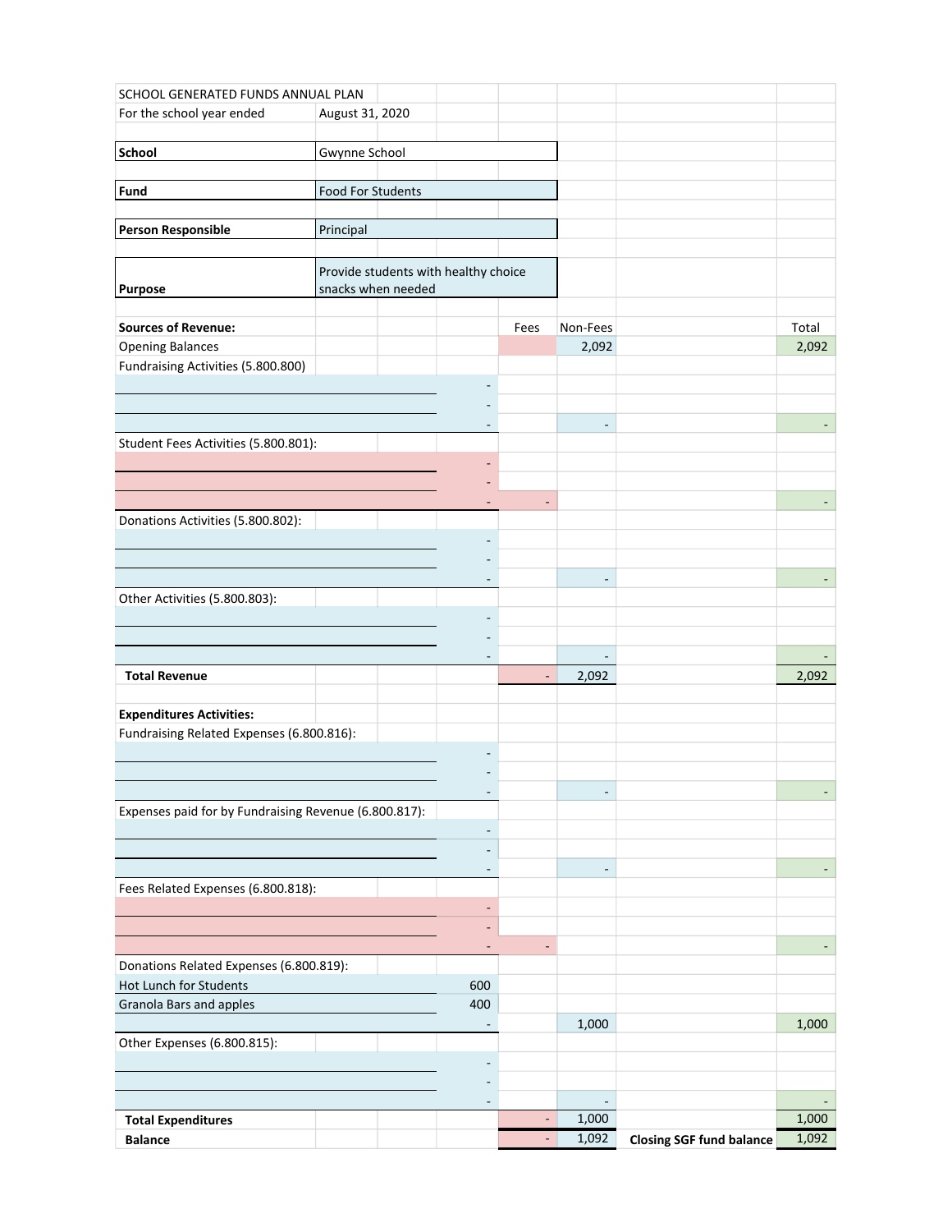SCHOOL GENERATED FUNDS ANNUAL PLAN

For the school year ended August 31, 2020

| | |
|---|---|
| **School** | Gwynne School |
| **Fund** | Food For Students |
| **Person Responsible** | Principal |
| **Purpose** | Provide students with healthy choice snacks when needed |

| **Sources of Revenue:** | | Fees | Non-Fees | | Total |
|---|---|---|---|---|---|
| Opening Balances | | | 2,092 | | 2,092 |
| Fundraising Activities (5.800.800) | | | | | |
| | - | | | | |
| | - | | | | |
| | - | | - | | - |
| Student Fees Activities (5.800.801): | | | | | |
| | - | | | | |
| | - | | | | |
| | - | - | | | - |
| Donations Activities (5.800.802): | | | | | |
| | - | | | | |
| | - | | | | |
| | - | | - | | - |
| Other Activities (5.800.803): | | | | | |
| | - | | | | |
| | - | | | | |
| | - | | - | | - |
| **Total Revenue** | | - | 2,092 | | 2,092 |
| | | | | | |
| **Expenditures Activities:** | | | | | |
| Fundraising Related Expenses (6.800.816): | | | | | |
| | - | | | | |
| | - | | | | |
| | - | | - | | - |
| Expenses paid for by Fundraising Revenue (6.800.817): | | | | | |
| | - | | | | |
| | - | | | | |
| | - | | - | | - |
| Fees Related Expenses (6.800.818): | | | | | |
| | - | | | | |
| | - | | | | |
| | - | - | | | - |
| Donations Related Expenses (6.800.819): | | | | | |
| Hot Lunch for Students | 600 | | | | |
| Granola Bars and apples | 400 | | | | |
| | - | | 1,000 | | 1,000 |
| Other Expenses (6.800.815): | | | | | |
| | - | | | | |
| | - | | | | |
| | - | | - | | - |
| **Total Expenditures** | | - | 1,000 | | 1,000 |
| **Balance** | | - | 1,092 | **Closing SGF fund balance** | 1,092 |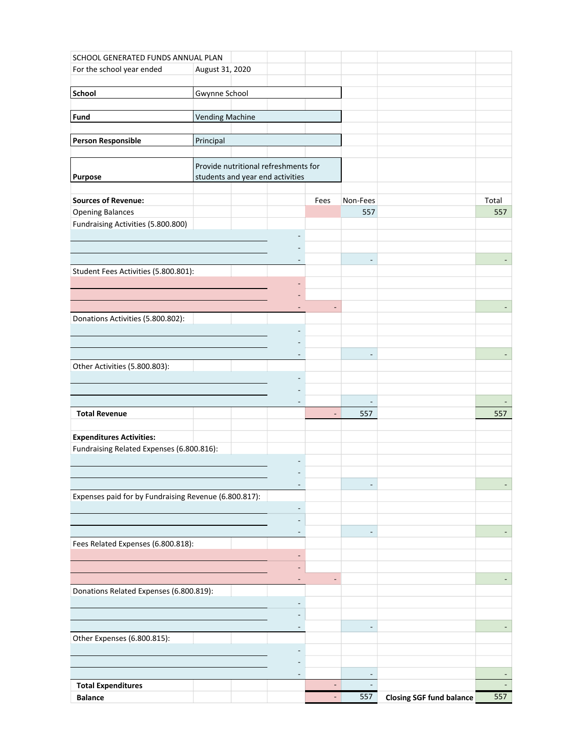SCHOOL GENERATED FUNDS ANNUAL PLAN
For the school year ended August 31, 2020

| | |
|---|---|
| **School** | Gwynne School |
| **Fund** | Vending Machine |
| **Person Responsible** | Principal |
| **Purpose** | Provide nutritional refreshments for students and year end activities |

| **Sources of Revenue:** | | Fees | Non-Fees | | Total |
|---|---|---|---|---|---|
| Opening Balances | | | 557 | | 557 |
| Fundraising Activities (5.800.800) | | | | | |
| | - | | | | |
| | - | | | | |
| | - | | - | | - |
| Student Fees Activities (5.800.801): | | | | | |
| | - | | | | |
| | - | | | | |
| | - | - | | | - |
| Donations Activities (5.800.802): | | | | | |
| | - | | | | |
| | - | | | | |
| | - | | - | | - |
| Other Activities (5.800.803): | | | | | |
| | - | | | | |
| | - | | | | |
| | - | | - | | - |
| **Total Revenue** | | - | 557 | | 557 |
| | | | | | |
| **Expenditures Activities:** | | | | | |
| Fundraising Related Expenses (6.800.816): | | | | | |
| | - | | | | |
| | - | | | | |
| | - | | - | | - |
| Expenses paid for by Fundraising Revenue (6.800.817): | | | | | |
| | - | | | | |
| | - | | | | |
| | - | | - | | - |
| Fees Related Expenses (6.800.818): | | | | | |
| | - | | | | |
| | - | | | | |
| | - | - | | | - |
| Donations Related Expenses (6.800.819): | | | | | |
| | - | | | | |
| | - | | | | |
| | - | | - | | - |
| Other Expenses (6.800.815): | | | | | |
| | - | | | | |
| | - | | | | |
| | - | | - | | - |
| **Total Expenditures** | | - | - | | - |
| **Balance** | | - | 557 | **Closing SGF fund balance** | 557 |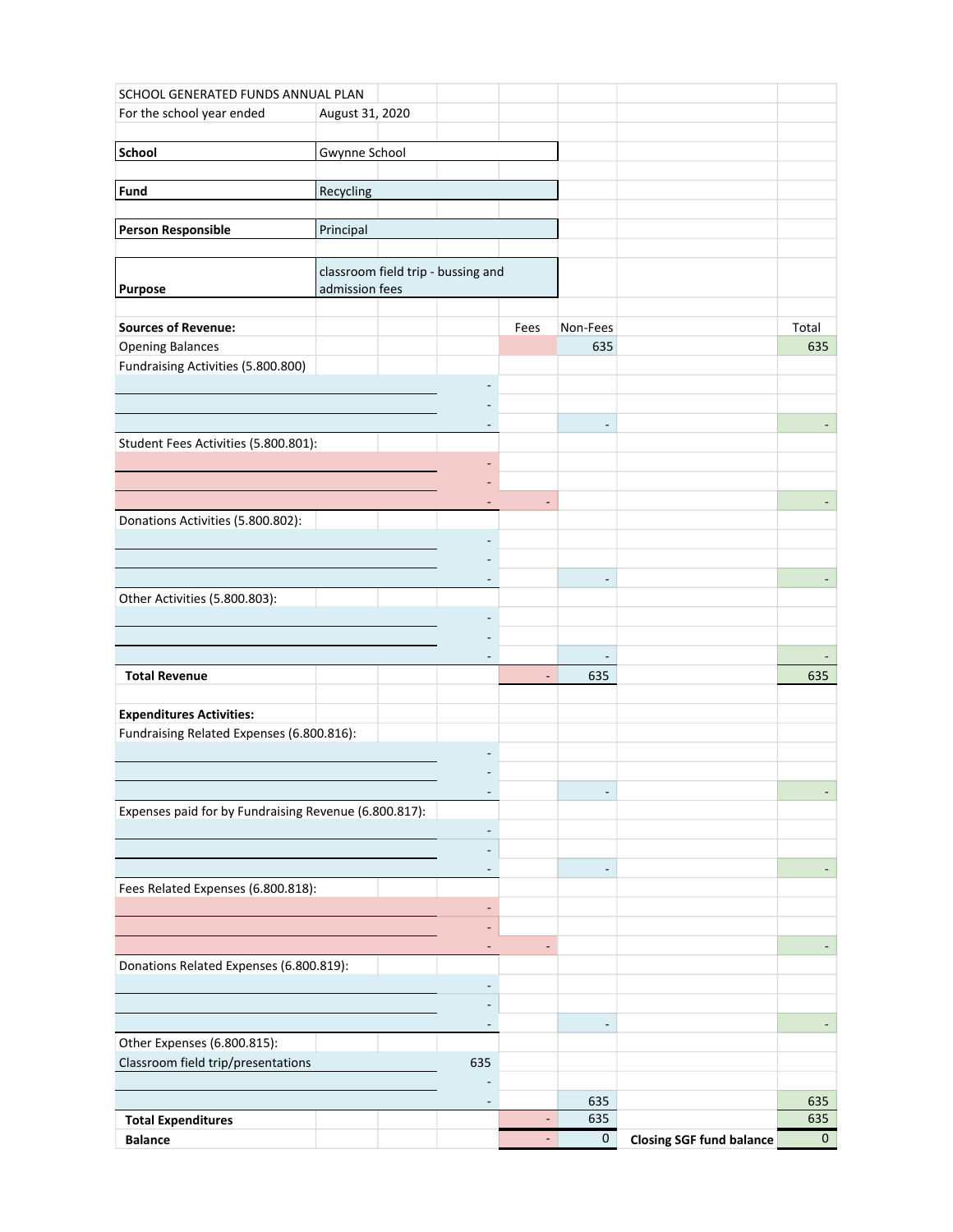| SCHOOL GENERATED FUNDS ANNUAL PLAN | | | | | |
|---|---|---|---|---|---|
| For the school year ended | August 31, 2020 | | | | |
| | | | | | |
| **School** | Gwynne School | | | | |
| **Fund** | Recycling | | | | |
| **Person Responsible** | Principal | | | | |
| **Purpose** | classroom field trip - bussing and admission fees | | | | |

| | | Fees | Non-Fees | | Total |
|---|---|---|---|---|---|
| **Sources of Revenue:** | | | | | |
| Opening Balances | | | 635 | | 635 |
| Fundraising Activities (5.800.800) | | | | | |
| | - | | | | |
| | - | | | | |
| | - | | - | | - |
| Student Fees Activities (5.800.801): | | | | | |
| | - | | | | |
| | - | | | | |
| | - | - | | | - |
| Donations Activities (5.800.802): | | | | | |
| | - | | | | |
| | - | | | | |
| | - | | - | | - |
| Other Activities (5.800.803): | | | | | |
| | - | | | | |
| | - | | | | |
| | - | | - | | - |
| **Total Revenue** | | - | 635 | | 635 |
| | | | | | |
| **Expenditures Activities:** | | | | | |
| Fundraising Related Expenses (6.800.816): | | | | | |
| | - | | | | |
| | - | | | | |
| | - | | - | | - |
| Expenses paid for by Fundraising Revenue (6.800.817): | | | | | |
| | - | | | | |
| | - | | | | |
| | - | | - | | - |
| Fees Related Expenses (6.800.818): | | | | | |
| | - | | | | |
| | - | | | | |
| | - | - | | | - |
| Donations Related Expenses (6.800.819): | | | | | |
| | - | | | | |
| | - | | | | |
| | - | | - | | - |
| Other Expenses (6.800.815): | | | | | |
| Classroom field trip/presentations | 635 | | | | |
| | - | | | | |
| | - | | 635 | | 635 |
| **Total Expenditures** | | - | 635 | | 635 |
| **Balance** | | - | 0 | **Closing SGF fund balance** | 0 |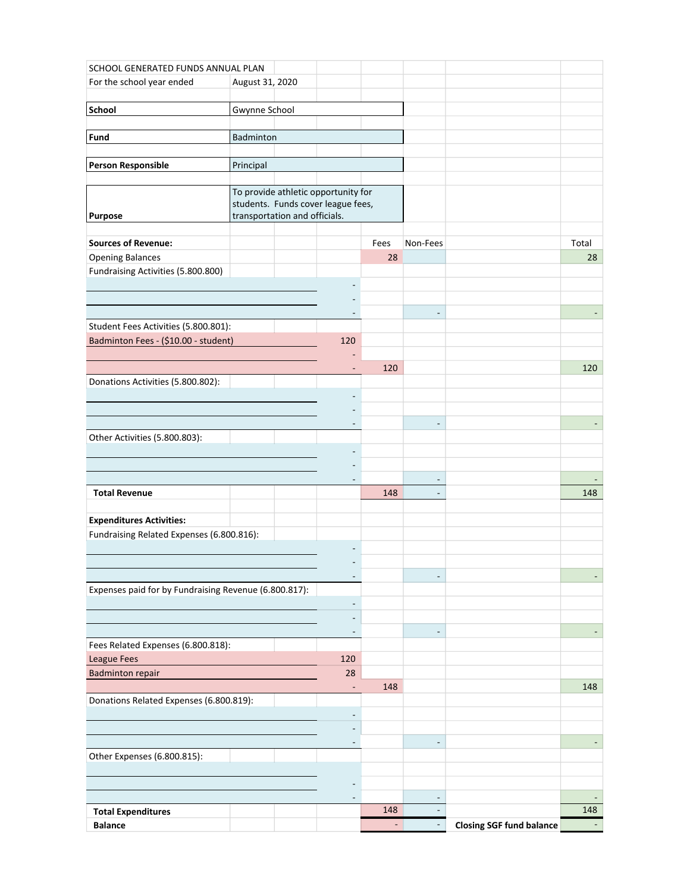SCHOOL GENERATED FUNDS ANNUAL PLAN

For the school year ended August 31, 2020

| | |
|---|---|
| **School** | Gwynne School |
| **Fund** | Badminton |
| **Person Responsible** | Principal |
| **Purpose** | To provide athletic opportunity for students. Funds cover league fees, transportation and officials. |

| **Sources of Revenue:** | | Fees | Non-Fees | | Total |
|---|---|---|---|---|---|
| Opening Balances | | 28 | | | 28 |
| Fundraising Activities (5.800.800) | | | | | |
| | - | | | | |
| | - | | | | |
| | - | | - | | - |
| Student Fees Activities (5.800.801): | | | | | |
| Badminton Fees - ($10.00 - student) | 120 | | | | |
| | - | | | | |
| | - | 120 | | | 120 |
| Donations Activities (5.800.802): | | | | | |
| | - | | | | |
| | - | | | | |
| | - | | - | | - |
| Other Activities (5.800.803): | | | | | |
| | - | | | | |
| | - | | | | |
| | - | | - | | - |
| **Total Revenue** | | 148 | - | | 148 |
| | | | | | |
| **Expenditures Activities:** | | | | | |
| Fundraising Related Expenses (6.800.816): | | | | | |
| | - | | | | |
| | - | | | | |
| | - | | - | | - |
| Expenses paid for by Fundraising Revenue (6.800.817): | | | | | |
| | - | | | | |
| | - | | | | |
| | - | | - | | - |
| Fees Related Expenses (6.800.818): | | | | | |
| League Fees | 120 | | | | |
| Badminton repair | 28 | | | | |
| | - | 148 | | | 148 |
| Donations Related Expenses (6.800.819): | | | | | |
| | - | | | | |
| | - | | | | |
| | - | | - | | - |
| Other Expenses (6.800.815): | | | | | |
| | | | | | |
| | - | | | | |
| | - | | - | | - |
| **Total Expenditures** | | 148 | - | | 148 |
| **Balance** | | - | - | **Closing SGF fund balance** | - |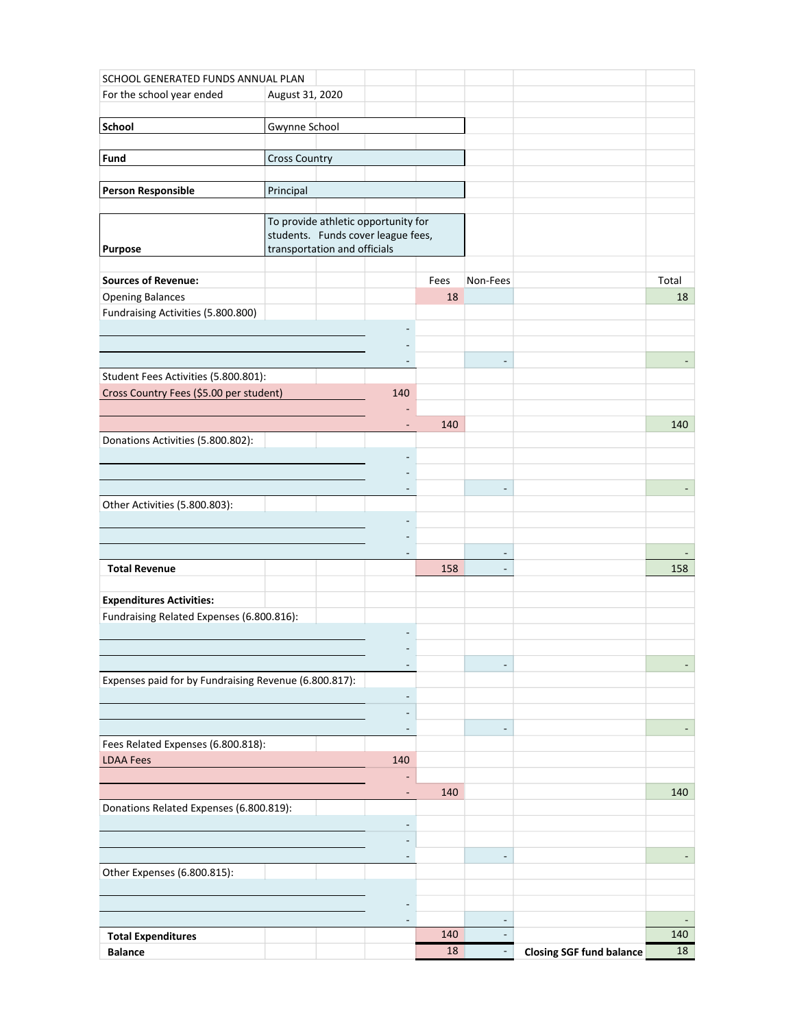SCHOOL GENERATED FUNDS ANNUAL PLAN

| | |
|---|---|
| For the school year ended | August 31, 2020 |
| **School** | Gwynne School |
| **Fund** | Cross Country |
| **Person Responsible** | Principal |
| **Purpose** | To provide athletic opportunity for students. Funds cover league fees, transportation and officials |

| | | Fees | Non-Fees | | Total |
|---|---|---|---|---|---|
| **Sources of Revenue:** | | | | | |
| Opening Balances | | 18 | | | 18 |
| Fundraising Activities (5.800.800) | | | | | |
| | - | | | | |
| | - | | | | |
| | - | | - | | - |
| Student Fees Activities (5.800.801): | | | | | |
| Cross Country Fees ($5.00 per student) | 140 | | | | |
| | - | | | | |
| | - | 140 | | | 140 |
| Donations Activities (5.800.802): | | | | | |
| | - | | | | |
| | - | | | | |
| | - | | - | | - |
| Other Activities (5.800.803): | | | | | |
| | - | | | | |
| | - | | | | |
| | - | | - | | - |
| **Total Revenue** | | 158 | - | | 158 |
| **Expenditures Activities:** | | | | | |
| Fundraising Related Expenses (6.800.816): | | | | | |
| | - | | | | |
| | - | | | | |
| | - | | - | | - |
| Expenses paid for by Fundraising Revenue (6.800.817): | | | | | |
| | - | | | | |
| | - | | | | |
| | - | | - | | - |
| Fees Related Expenses (6.800.818): | | | | | |
| LDAA Fees | 140 | | | | |
| | - | | | | |
| | - | 140 | | | 140 |
| Donations Related Expenses (6.800.819): | | | | | |
| | - | | | | |
| | - | | | | |
| | - | | - | | - |
| Other Expenses (6.800.815): | | | | | |
| | | | | | |
| | - | | | | |
| | - | | - | | - |
| **Total Expenditures** | | 140 | - | | 140 |
| **Balance** | | 18 | - | **Closing SGF fund balance** | 18 |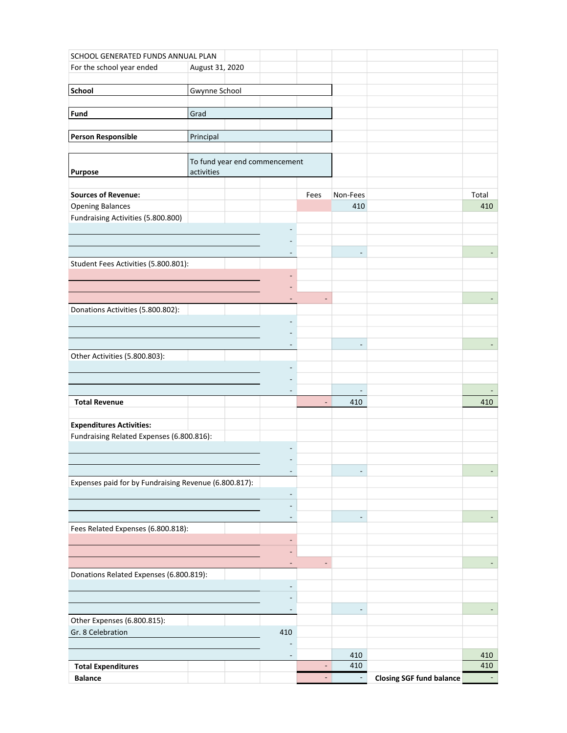| SCHOOL GENERATED FUNDS ANNUAL PLAN | | | | | |
|---|---|---|---|---|---|
| For the school year ended | August 31, 2020 | | | | |
| | | | | | |
| **School** | Gwynne School | | | | |
| | | | | | |
| **Fund** | Grad | | | | |
| | | | | | |
| **Person Responsible** | Principal | | | | |
| | | | | | |
| **Purpose** | To fund year end commencement activities | | | | |
| | | | | | |
| **Sources of Revenue:** | | Fees | Non-Fees | | Total |
| Opening Balances | | | 410 | | 410 |
| Fundraising Activities (5.800.800) | | | | | |
| | - | | | | |
| | - | | | | |
| | - | | - | | - |
| Student Fees Activities (5.800.801): | | | | | |
| | - | | | | |
| | - | | | | |
| | - | - | | | - |
| Donations Activities (5.800.802): | | | | | |
| | - | | | | |
| | - | | | | |
| | - | | - | | - |
| Other Activities (5.800.803): | | | | | |
| | - | | | | |
| | - | | | | |
| | - | | - | | - |
| **Total Revenue** | | - | 410 | | 410 |
| | | | | | |
| **Expenditures Activities:** | | | | | |
| Fundraising Related Expenses (6.800.816): | | | | | |
| | - | | | | |
| | - | | | | |
| | - | | - | | - |
| Expenses paid for by Fundraising Revenue (6.800.817): | | | | | |
| | - | | | | |
| | - | | | | |
| | - | | - | | - |
| Fees Related Expenses (6.800.818): | | | | | |
| | - | | | | |
| | - | | | | |
| | - | - | | | - |
| Donations Related Expenses (6.800.819): | | | | | |
| | - | | | | |
| | - | | | | |
| | - | | - | | - |
| Other Expenses (6.800.815): | | | | | |
| Gr. 8 Celebration | 410 | | | | |
| | - | | | | |
| | - | | 410 | | 410 |
| **Total Expenditures** | | - | 410 | | 410 |
| **Balance** | | - | - | **Closing SGF fund balance** | - |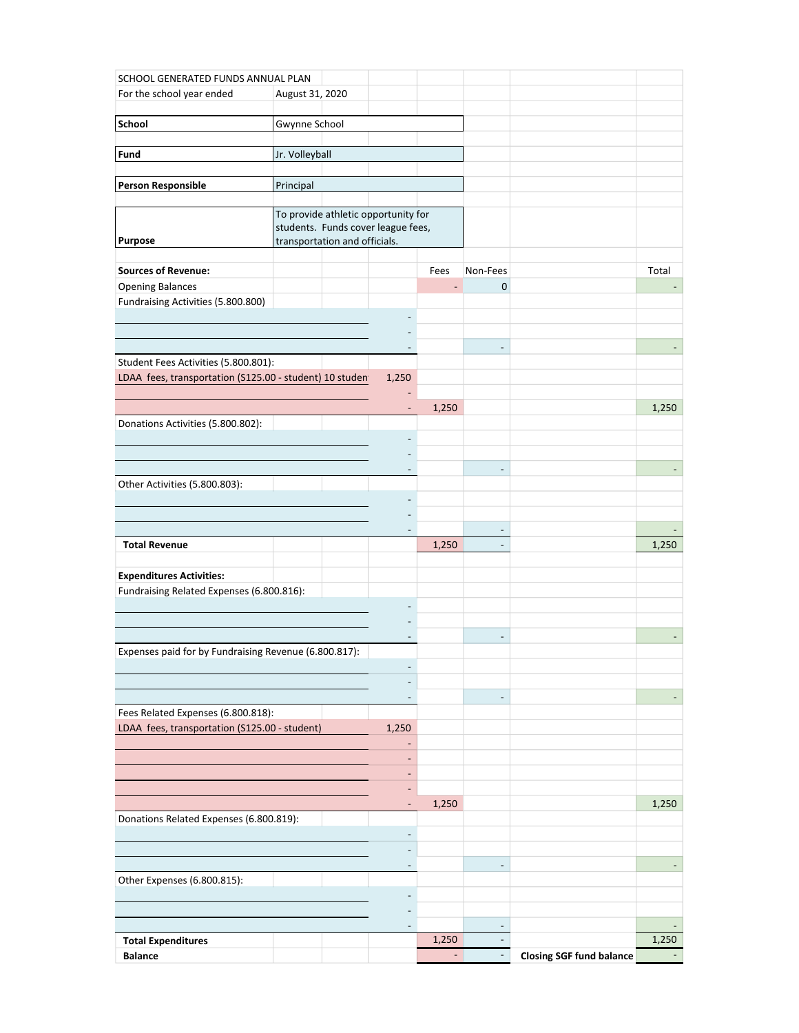SCHOOL GENERATED FUNDS ANNUAL PLAN

For the school year ended: August 31, 2020

| | |
|---|---|
| **School** | Gwynne School |
| **Fund** | Jr. Volleyball |
| **Person Responsible** | Principal |
| **Purpose** | To provide athletic opportunity for students. Funds cover league fees, transportation and officials. |

| | | Fees | Non-Fees | | Total |
|---|---|---|---|---|---|
| **Sources of Revenue:** | | | | | |
| Opening Balances | | - | 0 | | - |
| Fundraising Activities (5.800.800) | | | | | |
| | - | | | | |
| | - | | | | |
| | - | | - | | - |
| Student Fees Activities (5.800.801): | | | | | |
| LDAA fees, transportation (S125.00 - student) 10 studen | 1,250 | | | | |
| | - | | | | |
| | - | 1,250 | | | 1,250 |
| Donations Activities (5.800.802): | | | | | |
| | - | | | | |
| | - | | | | |
| | - | | - | | - |
| Other Activities (5.800.803): | | | | | |
| | - | | | | |
| | - | | | | |
| | - | | - | | - |
| **Total Revenue** | | 1,250 | - | | 1,250 |
| | | | | | |
| **Expenditures Activities:** | | | | | |
| Fundraising Related Expenses (6.800.816): | | | | | |
| | - | | | | |
| | - | | | | |
| | - | | - | | - |
| Expenses paid for by Fundraising Revenue (6.800.817): | | | | | |
| | - | | | | |
| | - | | | | |
| | - | | - | | - |
| Fees Related Expenses (6.800.818): | | | | | |
| LDAA fees, transportation (S125.00 - student) | 1,250 | | | | |
| | - | | | | |
| | - | | | | |
| | - | | | | |
| | - | 1,250 | | | 1,250 |
| Donations Related Expenses (6.800.819): | | | | | |
| | - | | | | |
| | - | | | | |
| | - | | - | | - |
| Other Expenses (6.800.815): | | | | | |
| | - | | | | |
| | - | | | | |
| | - | | - | | - |
| **Total Expenditures** | | 1,250 | - | | 1,250 |
| **Balance** | | - | - | **Closing SGF fund balance** | - |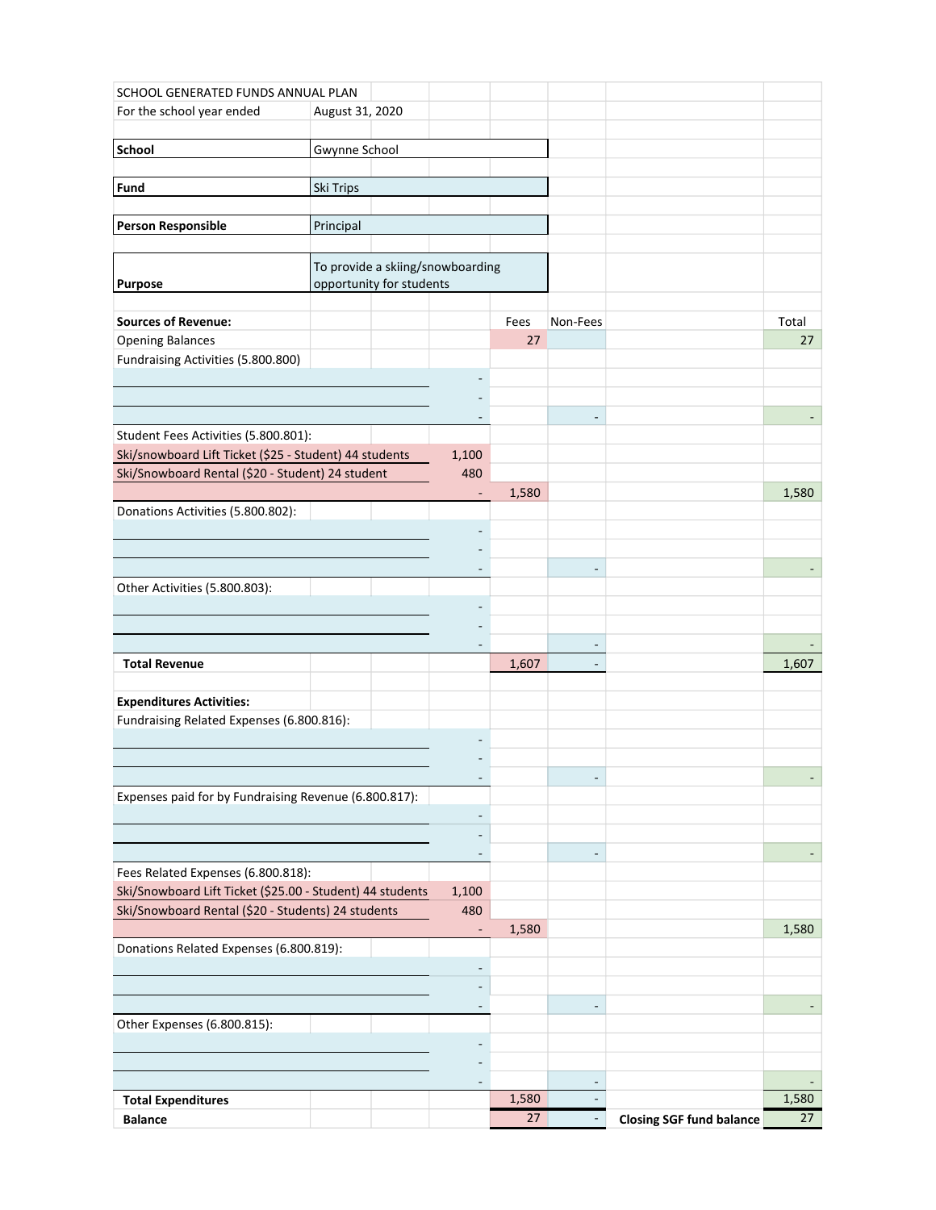SCHOOL GENERATED FUNDS ANNUAL PLAN

For the school year ended August 31, 2020

| | |
|---|---|
| **School** | Gwynne School |
| **Fund** | Ski Trips |
| **Person Responsible** | Principal |
| **Purpose** | To provide a skiing/snowboarding opportunity for students |

| | | Fees | Non-Fees | | Total |
|---|---|---|---|---|---|
| **Sources of Revenue:** | | | | | |
| Opening Balances | | 27 | | | 27 |
| Fundraising Activities (5.800.800) | | | | | |
| | - | | | | |
| | - | | | | |
| | - | | - | | - |
| Student Fees Activities (5.800.801): | | | | | |
| Ski/snowboard Lift Ticket ($25 - Student) 44 students | 1,100 | | | | |
| Ski/Snowboard Rental ($20 - Student) 24 student | 480 | | | | |
| | - | 1,580 | | | 1,580 |
| Donations Activities (5.800.802): | | | | | |
| | - | | | | |
| | - | | | | |
| | - | | - | | - |
| Other Activities (5.800.803): | | | | | |
| | - | | | | |
| | - | | | | |
| | - | | - | | - |
| **Total Revenue** | | 1,607 | - | | 1,607 |
| | | | | | |
| **Expenditures Activities:** | | | | | |
| Fundraising Related Expenses (6.800.816): | | | | | |
| | - | | | | |
| | - | | | | |
| | - | | - | | - |
| Expenses paid for by Fundraising Revenue (6.800.817): | | | | | |
| | - | | | | |
| | - | | | | |
| | - | | - | | - |
| Fees Related Expenses (6.800.818): | | | | | |
| Ski/Snowboard Lift Ticket ($25.00 - Student) 44 students | 1,100 | | | | |
| Ski/Snowboard Rental ($20 - Students) 24 students | 480 | | | | |
| | - | 1,580 | | | 1,580 |
| Donations Related Expenses (6.800.819): | | | | | |
| | - | | | | |
| | - | | | | |
| | - | | - | | - |
| Other Expenses (6.800.815): | | | | | |
| | - | | | | |
| | - | | | | |
| | - | | - | | - |
| **Total Expenditures** | | 1,580 | - | | 1,580 |
| **Balance** | | 27 | - | **Closing SGF fund balance** | 27 |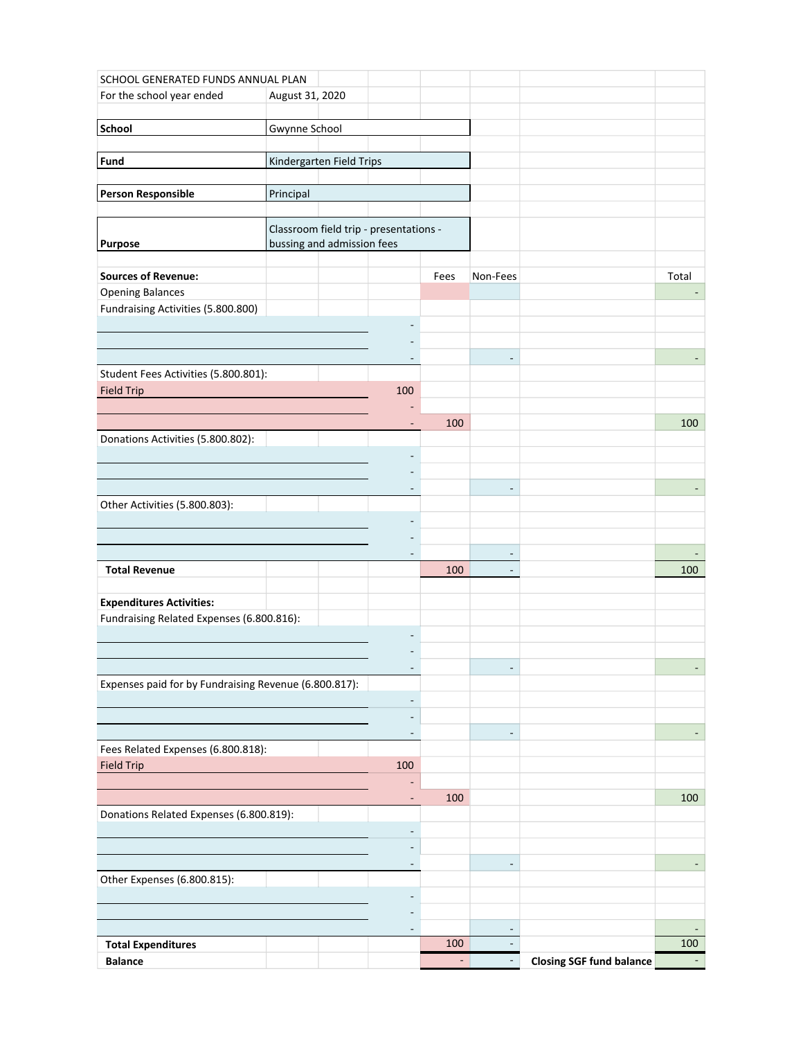SCHOOL GENERATED FUNDS ANNUAL PLAN

For the school year ended August 31, 2020

| | |
|---|---|
| **School** | Gwynne School |
| **Fund** | Kindergarten Field Trips |
| **Person Responsible** | Principal |
| **Purpose** | Classroom field trip - presentations - bussing and admission fees |

| | | Fees | Non-Fees | | Total |
|---|---|---|---|---|---|
| **Sources of Revenue:** | | | | | |
| Opening Balances | | | | | - |
| Fundraising Activities (5.800.800) | | | | | |
| | - | | | | |
| | - | | | | |
| | - | | - | | - |
| Student Fees Activities (5.800.801): | | | | | |
| Field Trip | 100 | | | | |
| | - | | | | |
| | - | 100 | | | 100 |
| Donations Activities (5.800.802): | | | | | |
| | - | | | | |
| | - | | | | |
| | - | | - | | - |
| Other Activities (5.800.803): | | | | | |
| | - | | | | |
| | - | | | | |
| | - | | - | | - |
| **Total Revenue** | | 100 | - | | 100 |
| | | | | | |
| **Expenditures Activities:** | | | | | |
| Fundraising Related Expenses (6.800.816): | | | | | |
| | - | | | | |
| | - | | | | |
| | - | | - | | - |
| Expenses paid for by Fundraising Revenue (6.800.817): | | | | | |
| | - | | | | |
| | - | | | | |
| | - | | - | | - |
| Fees Related Expenses (6.800.818): | | | | | |
| Field Trip | 100 | | | | |
| | - | | | | |
| | - | 100 | | | 100 |
| Donations Related Expenses (6.800.819): | | | | | |
| | - | | | | |
| | - | | | | |
| | - | | - | | - |
| Other Expenses (6.800.815): | | | | | |
| | - | | | | |
| | - | | | | |
| | - | | - | | - |
| **Total Expenditures** | | 100 | - | | 100 |
| **Balance** | | - | - | **Closing SGF fund balance** | - |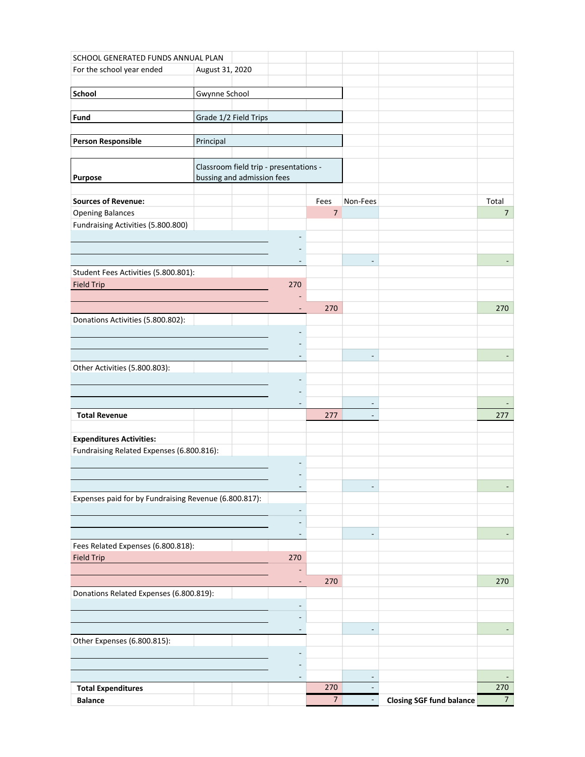SCHOOL GENERATED FUNDS ANNUAL PLAN

For the school year ended: August 31, 2020

| | |
|---|---|
| **School** | Gwynne School |
| **Fund** | Grade 1/2 Field Trips |
| **Person Responsible** | Principal |
| **Purpose** | Classroom field trip - presentations - bussing and admission fees |

| | | Fees | Non-Fees | | Total |
|---|---|---|---|---|---|
| **Sources of Revenue:** | | | | | |
| Opening Balances | | 7 | | | 7 |
| Fundraising Activities (5.800.800) | | | | | |
| | - | | | | |
| | - | | | | |
| | - | | - | | - |
| Student Fees Activities (5.800.801): | | | | | |
| Field Trip | 270 | | | | |
| | - | | | | |
| | - | 270 | | | 270 |
| Donations Activities (5.800.802): | | | | | |
| | - | | | | |
| | - | | | | |
| | - | | - | | - |
| Other Activities (5.800.803): | | | | | |
| | - | | | | |
| | - | | | | |
| | - | | - | | - |
| **Total Revenue** | | 277 | - | | 277 |
| | | | | | |
| **Expenditures Activities:** | | | | | |
| Fundraising Related Expenses (6.800.816): | | | | | |
| | - | | | | |
| | - | | | | |
| | - | | - | | - |
| Expenses paid for by Fundraising Revenue (6.800.817): | | | | | |
| | - | | | | |
| | - | | | | |
| | - | | - | | - |
| Fees Related Expenses (6.800.818): | | | | | |
| Field Trip | 270 | | | | |
| | - | | | | |
| | - | 270 | | | 270 |
| Donations Related Expenses (6.800.819): | | | | | |
| | - | | | | |
| | - | | | | |
| | - | | - | | - |
| Other Expenses (6.800.815): | | | | | |
| | - | | | | |
| | - | | | | |
| | - | | - | | - |
| **Total Expenditures** | | 270 | - | | 270 |
| **Balance** | | 7 | - | **Closing SGF fund balance** | 7 |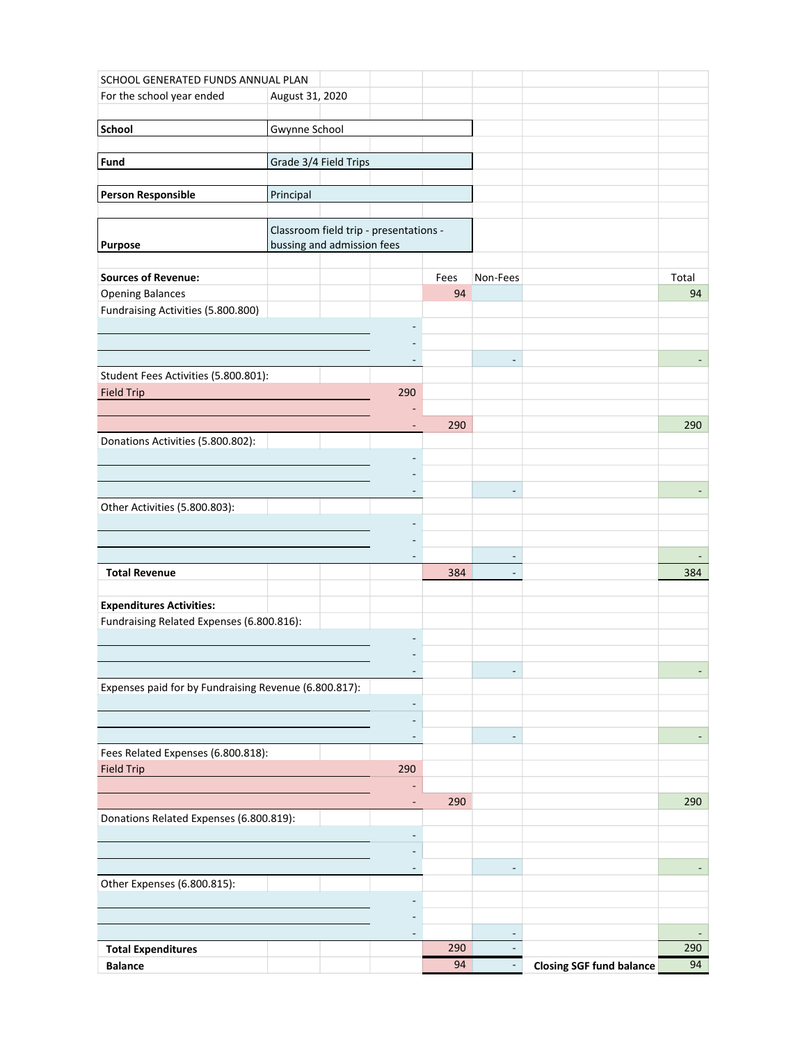SCHOOL GENERATED FUNDS ANNUAL PLAN

For the school year ended August 31, 2020

| | |
|---|---|
| **School** | Gwynne School |
| **Fund** | Grade 3/4 Field Trips |
| **Person Responsible** | Principal |
| **Purpose** | Classroom field trip - presentations - bussing and admission fees |

| **Sources of Revenue:** | | Fees | Non-Fees | | Total |
|---|---|---|---|---|---|
| Opening Balances | | 94 | | | 94 |
| Fundraising Activities (5.800.800) | | | | | |
| | - | | | | |
| | - | | | | |
| | - | | - | | - |
| Student Fees Activities (5.800.801): | | | | | |
| Field Trip | 290 | | | | |
| | - | | | | |
| | - | 290 | | | 290 |
| Donations Activities (5.800.802): | | | | | |
| | - | | | | |
| | - | | | | |
| | - | | - | | - |
| Other Activities (5.800.803): | | | | | |
| | - | | | | |
| | - | | | | |
| | - | | - | | - |
| **Total Revenue** | | 384 | - | | 384 |
| | | | | | |
| **Expenditures Activities:** | | | | | |
| Fundraising Related Expenses (6.800.816): | | | | | |
| | - | | | | |
| | - | | | | |
| | - | | - | | - |
| Expenses paid for by Fundraising Revenue (6.800.817): | | | | | |
| | - | | | | |
| | - | | | | |
| | - | | - | | - |
| Fees Related Expenses (6.800.818): | | | | | |
| Field Trip | 290 | | | | |
| | - | | | | |
| | - | 290 | | | 290 |
| Donations Related Expenses (6.800.819): | | | | | |
| | - | | | | |
| | - | | | | |
| | - | | - | | - |
| Other Expenses (6.800.815): | | | | | |
| | - | | | | |
| | - | | | | |
| | - | | - | | - |
| **Total Expenditures** | | 290 | - | | 290 |
| **Balance** | | 94 | - | **Closing SGF fund balance** | 94 |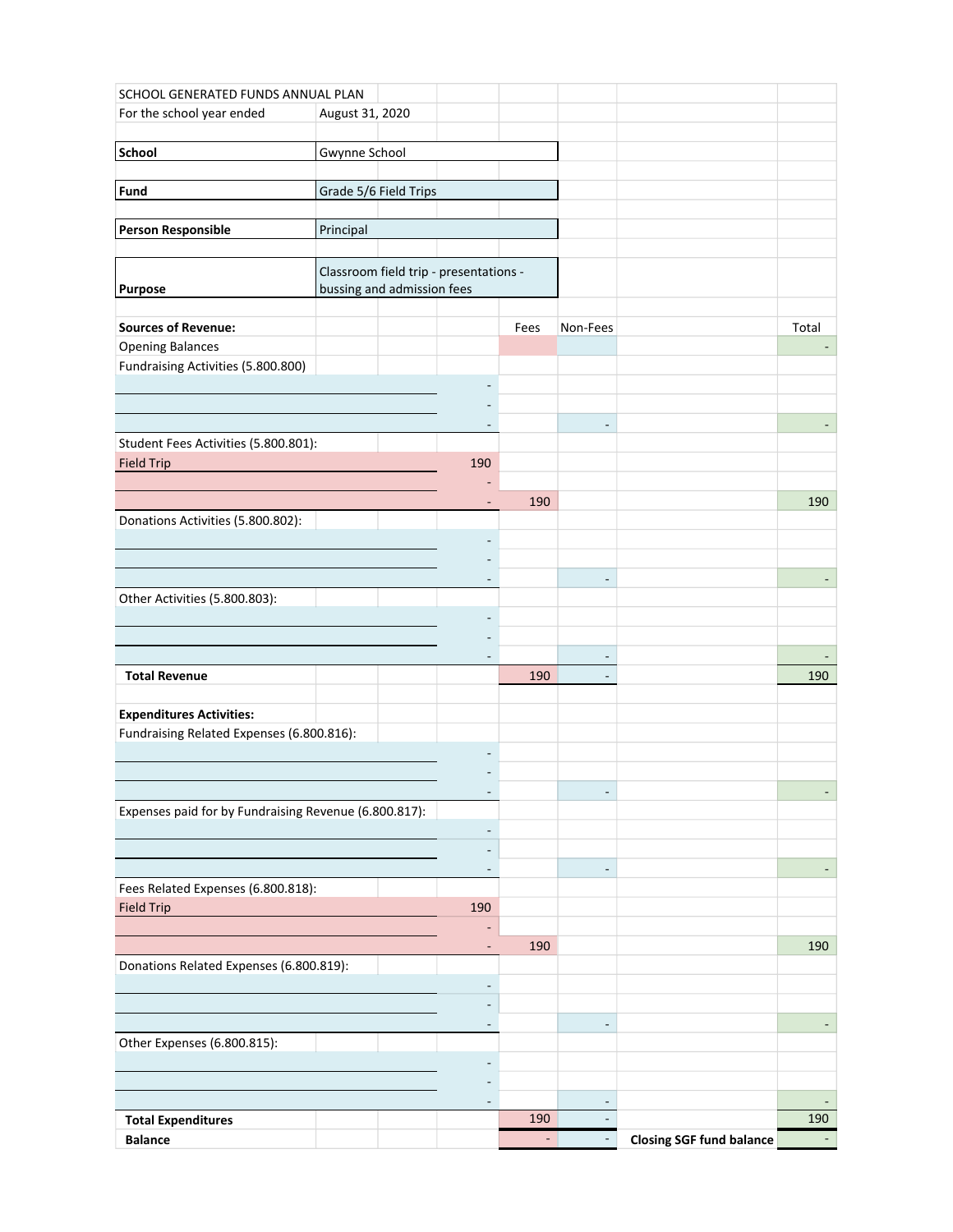SCHOOL GENERATED FUNDS ANNUAL PLAN

For the school year ended August 31, 2020

| | |
|---|---|
| **School** | Gwynne School |
| **Fund** | Grade 5/6 Field Trips |
| **Person Responsible** | Principal |
| **Purpose** | Classroom field trip - presentations - bussing and admission fees |

| **Sources of Revenue:** | | Fees | Non-Fees | | Total |
|---|---|---|---|---|---|
| Opening Balances | | | | | - |
| Fundraising Activities (5.800.800) | | | | | |
| | - | | | | |
| | - | | | | |
| | - | | - | | - |
| Student Fees Activities (5.800.801): | | | | | |
| Field Trip | 190 | | | | |
| | - | | | | |
| | - | 190 | | | 190 |
| Donations Activities (5.800.802): | | | | | |
| | - | | | | |
| | - | | | | |
| | - | | - | | - |
| Other Activities (5.800.803): | | | | | |
| | - | | | | |
| | - | | | | |
| | - | | - | | - |
| **Total Revenue** | | 190 | - | | 190 |
| | | | | | |
| **Expenditures Activities:** | | | | | |
| Fundraising Related Expenses (6.800.816): | | | | | |
| | - | | | | |
| | - | | | | |
| | - | | - | | - |
| Expenses paid for by Fundraising Revenue (6.800.817): | | | | | |
| | - | | | | |
| | - | | | | |
| | - | | - | | - |
| Fees Related Expenses (6.800.818): | | | | | |
| Field Trip | 190 | | | | |
| | - | | | | |
| | - | 190 | | | 190 |
| Donations Related Expenses (6.800.819): | | | | | |
| | - | | | | |
| | - | | | | |
| | - | | - | | - |
| Other Expenses (6.800.815): | | | | | |
| | - | | | | |
| | - | | | | |
| | - | | - | | - |
| **Total Expenditures** | | 190 | - | | 190 |
| **Balance** | | - | - | **Closing SGF fund balance** | - |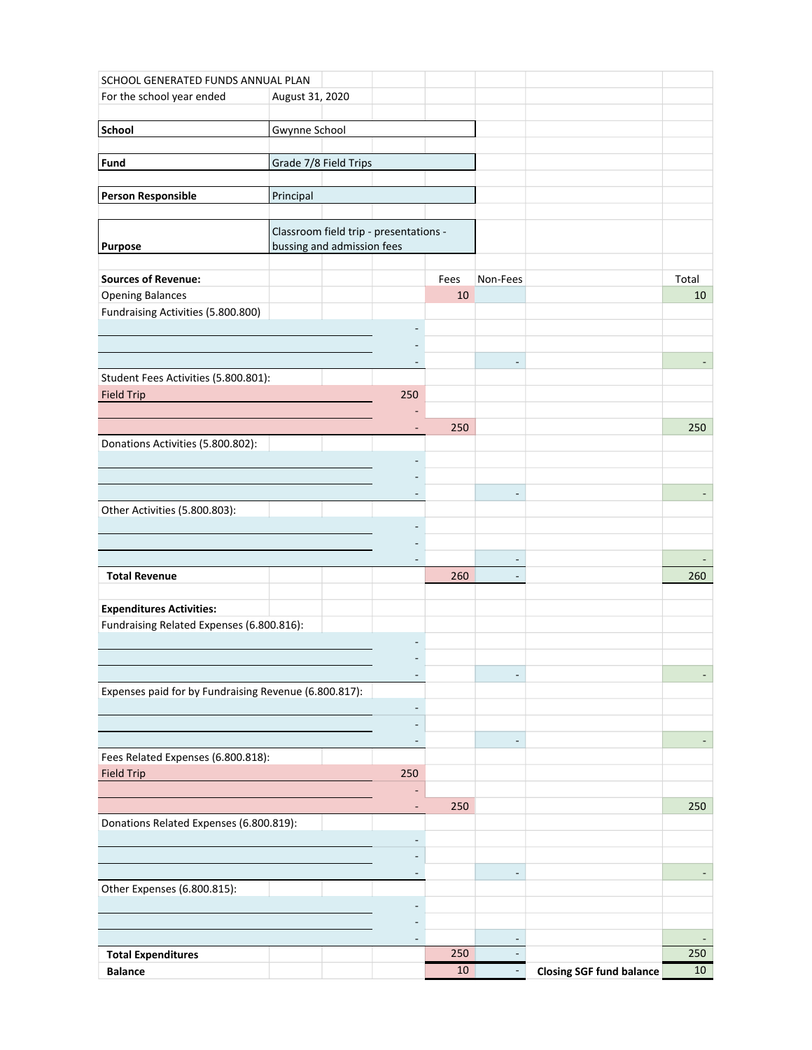SCHOOL GENERATED FUNDS ANNUAL PLAN

For the school year ended August 31, 2020

| | |
|---|---|
| **School** | Gwynne School |
| **Fund** | Grade 7/8 Field Trips |
| **Person Responsible** | Principal |
| **Purpose** | Classroom field trip - presentations - bussing and admission fees |

| | | Fees | Non-Fees | | Total |
|---|---|---|---|---|---|
| **Sources of Revenue:** | | | | | |
| Opening Balances | | 10 | | | 10 |
| Fundraising Activities (5.800.800) | | | | | |
| | - | | | | |
| | - | | | | |
| | - | | - | | - |
| Student Fees Activities (5.800.801): | | | | | |
| Field Trip | 250 | | | | |
| | - | | | | |
| | - | 250 | | | 250 |
| Donations Activities (5.800.802): | | | | | |
| | - | | | | |
| | - | | | | |
| | - | | - | | - |
| Other Activities (5.800.803): | | | | | |
| | - | | | | |
| | - | | | | |
| | - | | - | | - |
| **Total Revenue** | | 260 | - | | 260 |
| | | | | | |
| **Expenditures Activities:** | | | | | |
| Fundraising Related Expenses (6.800.816): | | | | | |
| | - | | | | |
| | - | | | | |
| | - | | - | | - |
| Expenses paid for by Fundraising Revenue (6.800.817): | | | | | |
| | - | | | | |
| | - | | | | |
| | - | | - | | - |
| Fees Related Expenses (6.800.818): | | | | | |
| Field Trip | 250 | | | | |
| | - | | | | |
| | - | 250 | | | 250 |
| Donations Related Expenses (6.800.819): | | | | | |
| | - | | | | |
| | - | | | | |
| | - | | - | | - |
| Other Expenses (6.800.815): | | | | | |
| | - | | | | |
| | - | | | | |
| | - | | - | | - |
| **Total Expenditures** | | 250 | - | | 250 |
| **Balance** | | 10 | - | **Closing SGF fund balance** | 10 |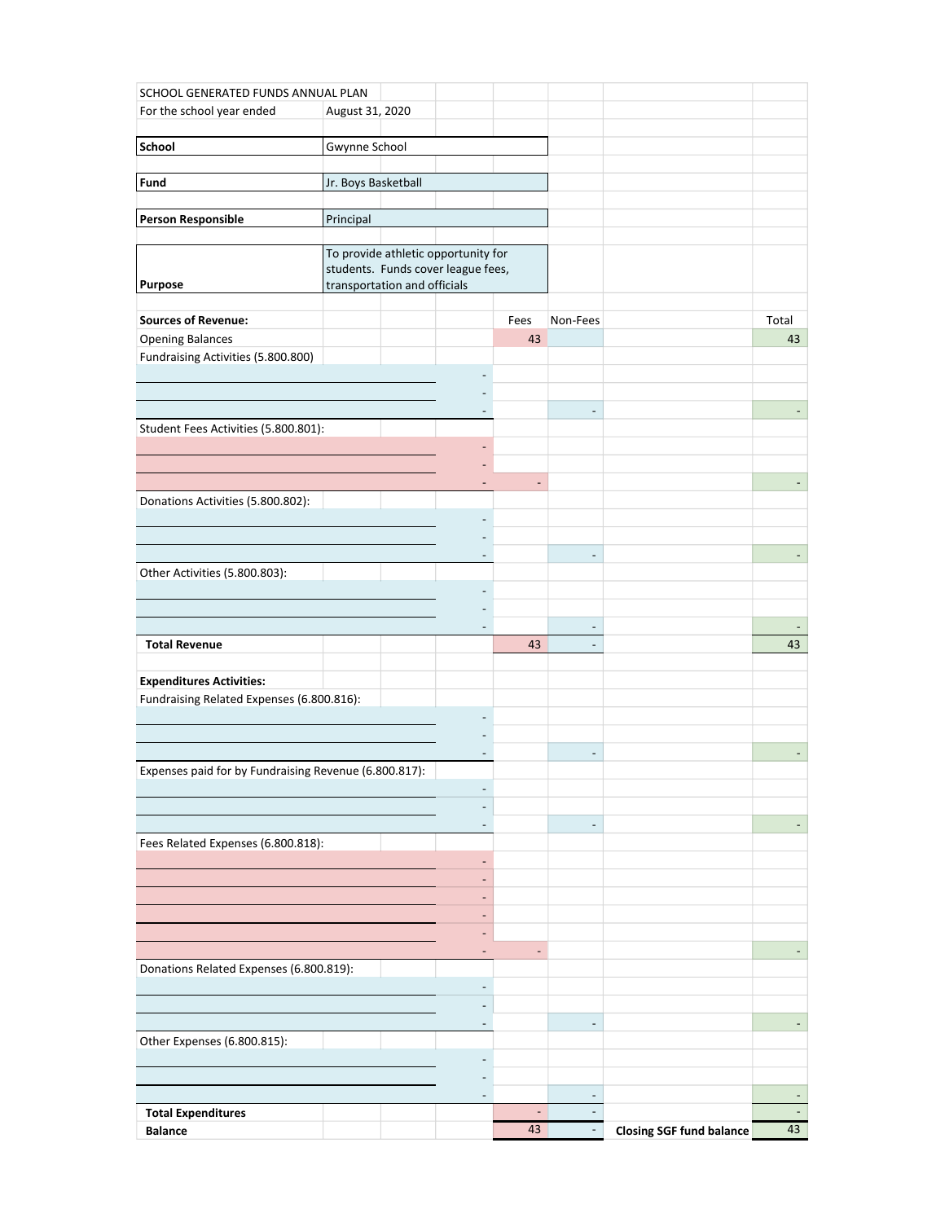| | | | | | | |
|---|---|---|---|---|---|---|
| SCHOOL GENERATED FUNDS ANNUAL PLAN | | | | | | |
| For the school year ended | August 31, 2020 | | | | | |
| | | | | | | |
| **School** | Gwynne School | | | | | |
| | | | | | | |
| **Fund** | Jr. Boys Basketball | | | | | |
| | | | | | | |
| **Person Responsible** | Principal | | | | | |
| | | | | | | |
| **Purpose** | To provide athletic opportunity for students. Funds cover league fees, transportation and officials | | | | | |
| | | | | | | |
| **Sources of Revenue:** | | | Fees | Non-Fees | | Total |
| Opening Balances | | | 43 | | | 43 |
| Fundraising Activities (5.800.800) | | | | | | |
| | | - | | | | |
| | | - | | | | |
| | | - | | - | | - |
| Student Fees Activities (5.800.801): | | | | | | |
| | | - | | | | |
| | | - | | | | |
| | | - | - | | | - |
| Donations Activities (5.800.802): | | | | | | |
| | | - | | | | |
| | | - | | | | |
| | | - | | - | | - |
| Other Activities (5.800.803): | | | | | | |
| | | - | | | | |
| | | - | | | | |
| | | - | | - | | - |
| **Total Revenue** | | | 43 | - | | 43 |
| | | | | | | |
| **Expenditures Activities:** | | | | | | |
| Fundraising Related Expenses (6.800.816): | | | | | | |
| | | - | | | | |
| | | - | | | | |
| | | - | | - | | - |
| Expenses paid for by Fundraising Revenue (6.800.817): | | | | | | |
| | | - | | | | |
| | | - | | | | |
| | | - | | - | | - |
| Fees Related Expenses (6.800.818): | | | | | | |
| | | - | | | | |
| | | - | | | | |
| | | - | | | | |
| | | - | | | | |
| | | - | | | | |
| | | - | - | | | - |
| Donations Related Expenses (6.800.819): | | | | | | |
| | | - | | | | |
| | | - | | | | |
| | | - | | - | | - |
| Other Expenses (6.800.815): | | | | | | |
| | | - | | | | |
| | | - | | | | |
| | | - | | - | | - |
| **Total Expenditures** | | | - | - | | - |
| **Balance** | | | 43 | - | **Closing SGF fund balance** | 43 |